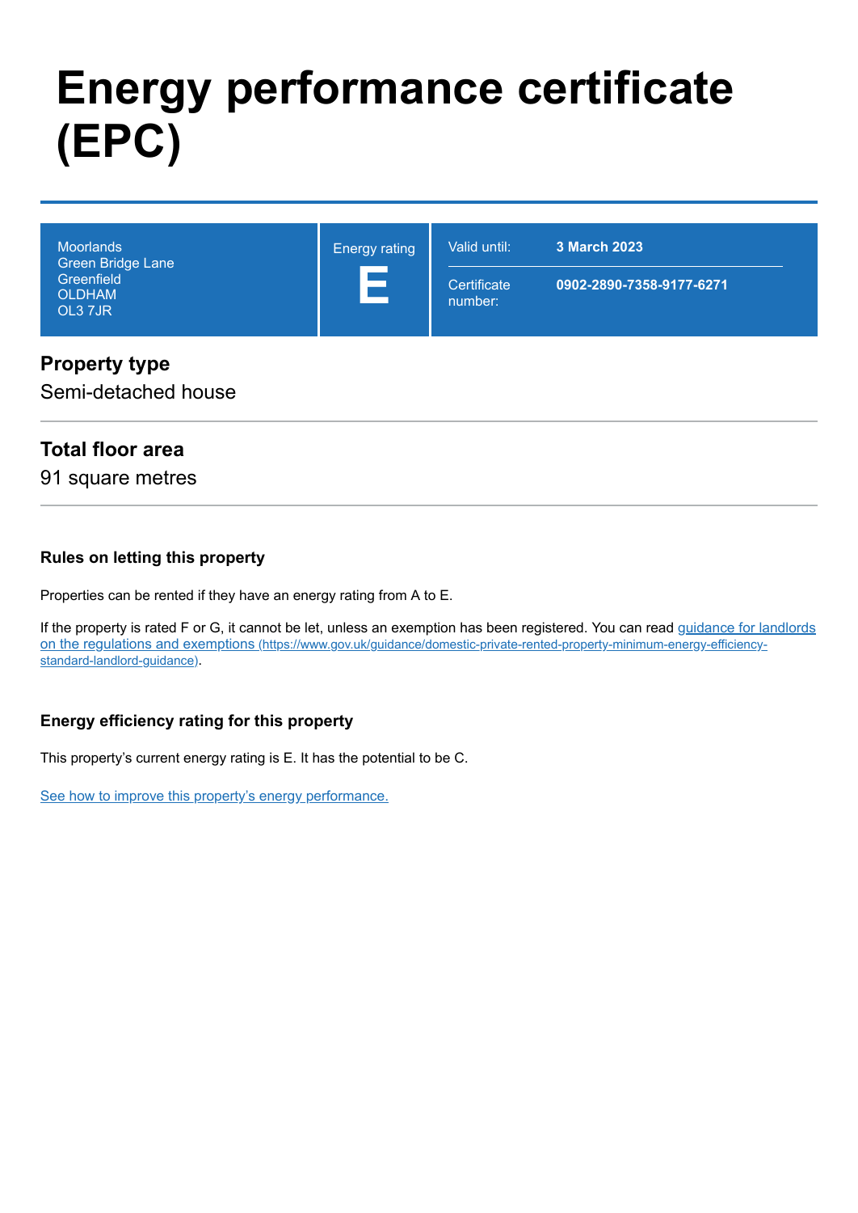# Energy performance certificate (EPC)

| Moorlands<br>Green Bridge Lane<br>Greenfield<br>OLDHAM<br>OL3 7JR | Energy rating<br>**E** | Valid until: **3 March 2023**<br>Certificate number: **0902-2890-7358-9177-6271** |
|---|---|---|

## Property type

Semi-detached house

## Total floor area

91 square metres

### Rules on letting this property

Properties can be rented if they have an energy rating from A to E.

If the property is rated F or G, it cannot be let, unless an exemption has been registered. You can read [guidance for landlords on the regulations and exemptions (https://www.gov.uk/guidance/domestic-private-rented-property-minimum-energy-efficiency-standard-landlord-guidance)](https://www.gov.uk/guidance/domestic-private-rented-property-minimum-energy-efficiency-standard-landlord-guidance).

### Energy efficiency rating for this property

This property's current energy rating is E. It has the potential to be C.

See how to improve this property's energy performance.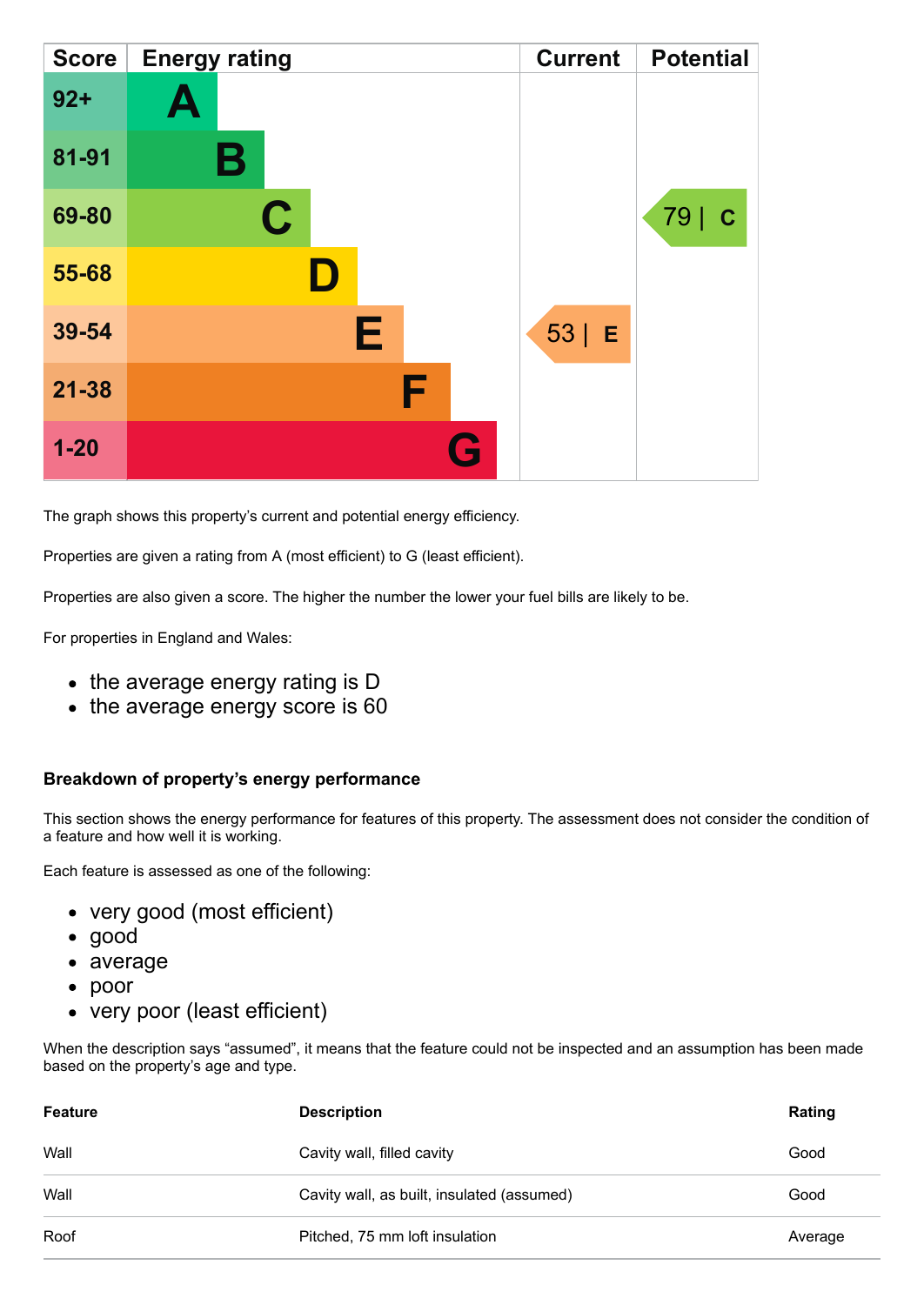| Score | Energy rating | Current | Potential |
|---|---|---|---|
| 92+ | A | | |
| 81-91 | B | | |
| 69-80 | C | | 79 \| C |
| 55-68 | D | | |
| 39-54 | E | 53 \| E | |
| 21-38 | F | | |
| 1-20 | G | | |

The graph shows this property's current and potential energy efficiency.

Properties are given a rating from A (most efficient) to G (least efficient).

Properties are also given a score. The higher the number the lower your fuel bills are likely to be.

For properties in England and Wales:

- the average energy rating is D
- the average energy score is 60

### Breakdown of property's energy performance

This section shows the energy performance for features of this property. The assessment does not consider the condition of a feature and how well it is working.

Each feature is assessed as one of the following:

- very good (most efficient)
- good
- average
- poor
- very poor (least efficient)

When the description says "assumed", it means that the feature could not be inspected and an assumption has been made based on the property's age and type.

| Feature | Description | Rating |
|---|---|---|
| Wall | Cavity wall, filled cavity | Good |
| Wall | Cavity wall, as built, insulated (assumed) | Good |
| Roof | Pitched, 75 mm loft insulation | Average |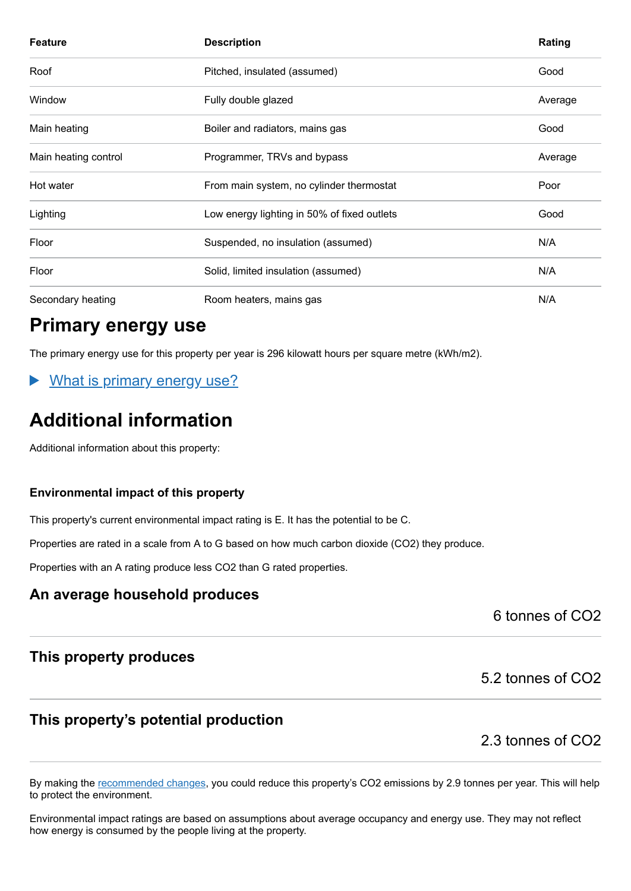| Feature | Description | Rating |
|---|---|---|
| Roof | Pitched, insulated (assumed) | Good |
| Window | Fully double glazed | Average |
| Main heating | Boiler and radiators, mains gas | Good |
| Main heating control | Programmer, TRVs and bypass | Average |
| Hot water | From main system, no cylinder thermostat | Poor |
| Lighting | Low energy lighting in 50% of fixed outlets | Good |
| Floor | Suspended, no insulation (assumed) | N/A |
| Floor | Solid, limited insulation (assumed) | N/A |
| Secondary heating | Room heaters, mains gas | N/A |

# Primary energy use

The primary energy use for this property per year is 296 kilowatt hours per square metre (kWh/m2).

▶ What is primary energy use?

# Additional information

Additional information about this property:

### Environmental impact of this property

This property's current environmental impact rating is E. It has the potential to be C.

Properties are rated in a scale from A to G based on how much carbon dioxide ($CO_2$) they produce.

Properties with an A rating produce less $CO_2$ than G rated properties.

## An average household produces

6 tonnes of $CO_2$

## This property produces

5.2 tonnes of $CO_2$

## This property's potential production

2.3 tonnes of $CO_2$

By making the recommended changes, you could reduce this property's $CO_2$ emissions by 2.9 tonnes per year. This will help to protect the environment.

Environmental impact ratings are based on assumptions about average occupancy and energy use. They may not reflect how energy is consumed by the people living at the property.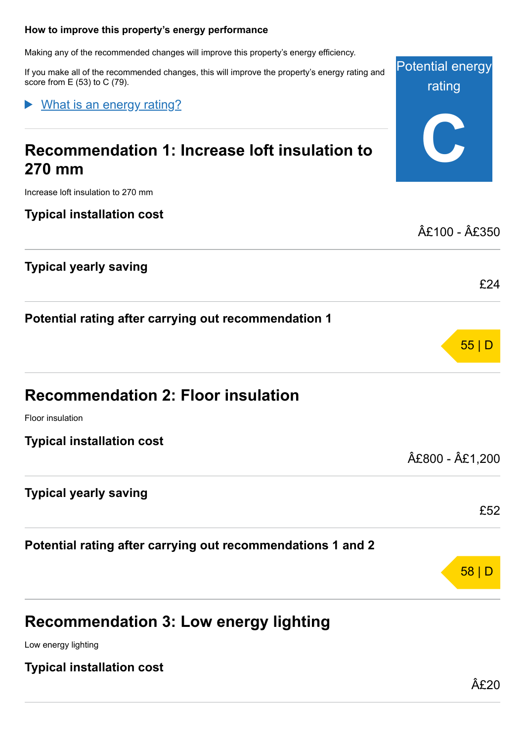### How to improve this property's energy performance

Making any of the recommended changes will improve this property's energy efficiency.

If you make all of the recommended changes, this will improve the property's energy rating and score from E (53) to C (79).

Potential energy rating

**C**

▶ What is an energy rating?

## Recommendation 1: Increase loft insulation to 270 mm

Increase loft insulation to 270 mm

**Typical installation cost**

Â£100 - Â£350

**Typical yearly saving**

£24

**Potential rating after carrying out recommendation 1**

55 | D

## Recommendation 2: Floor insulation

Floor insulation

**Typical installation cost**

Â£800 - Â£1,200

**Typical yearly saving**

£52

**Potential rating after carrying out recommendations 1 and 2**

58 | D

## Recommendation 3: Low energy lighting

Low energy lighting

**Typical installation cost**

Â£20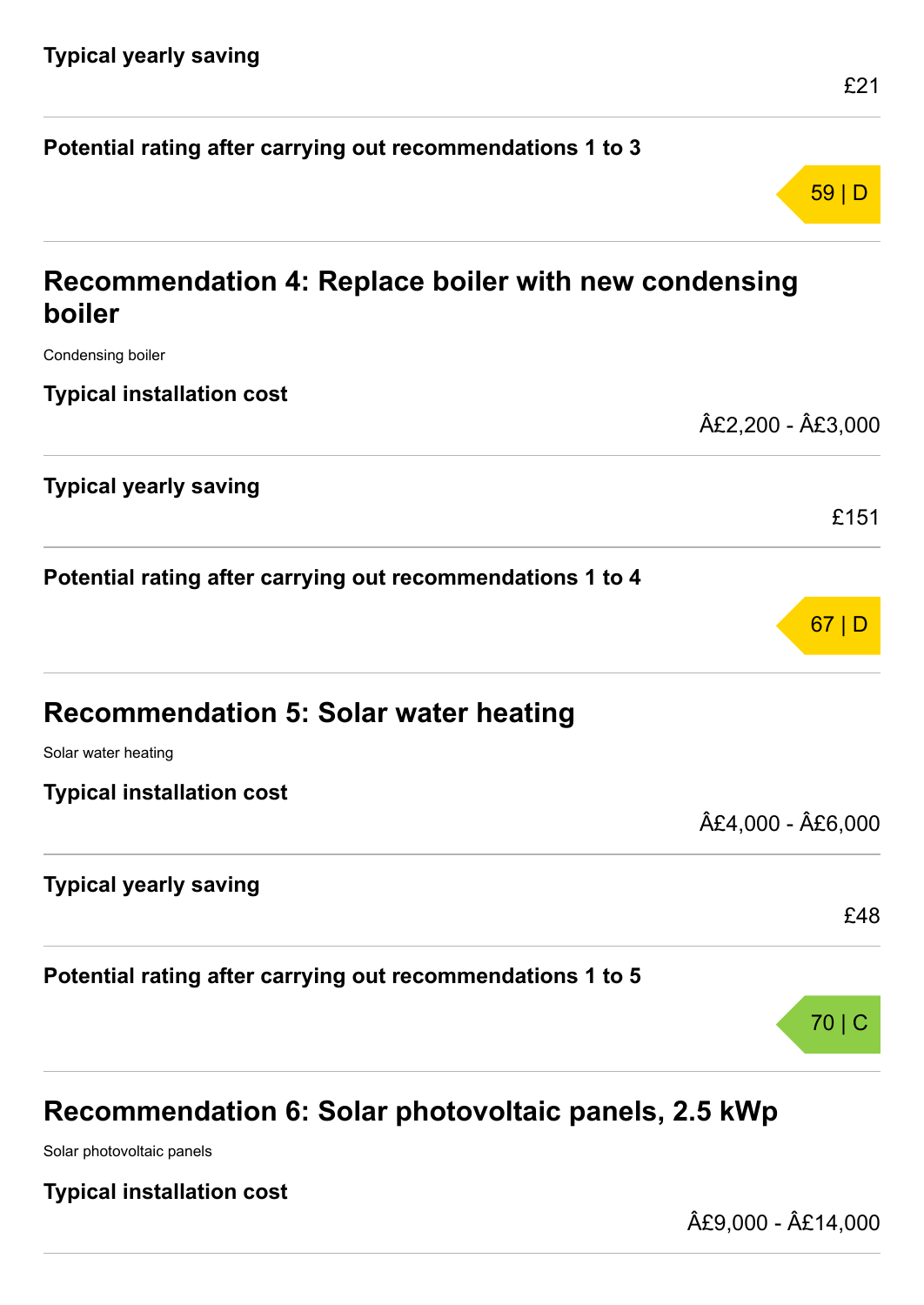**Typical yearly saving**

£21

**Potential rating after carrying out recommendations 1 to 3**

59 | D

## Recommendation 4: Replace boiler with new condensing boiler

Condensing boiler

**Typical installation cost**

Â£2,200 - Â£3,000

**Typical yearly saving**

£151

**Potential rating after carrying out recommendations 1 to 4**

67 | D

## Recommendation 5: Solar water heating

Solar water heating

**Typical installation cost**

Â£4,000 - Â£6,000

**Typical yearly saving**

£48

**Potential rating after carrying out recommendations 1 to 5**

70 | C

## Recommendation 6: Solar photovoltaic panels, 2.5 kWp

Solar photovoltaic panels

**Typical installation cost**

Â£9,000 - Â£14,000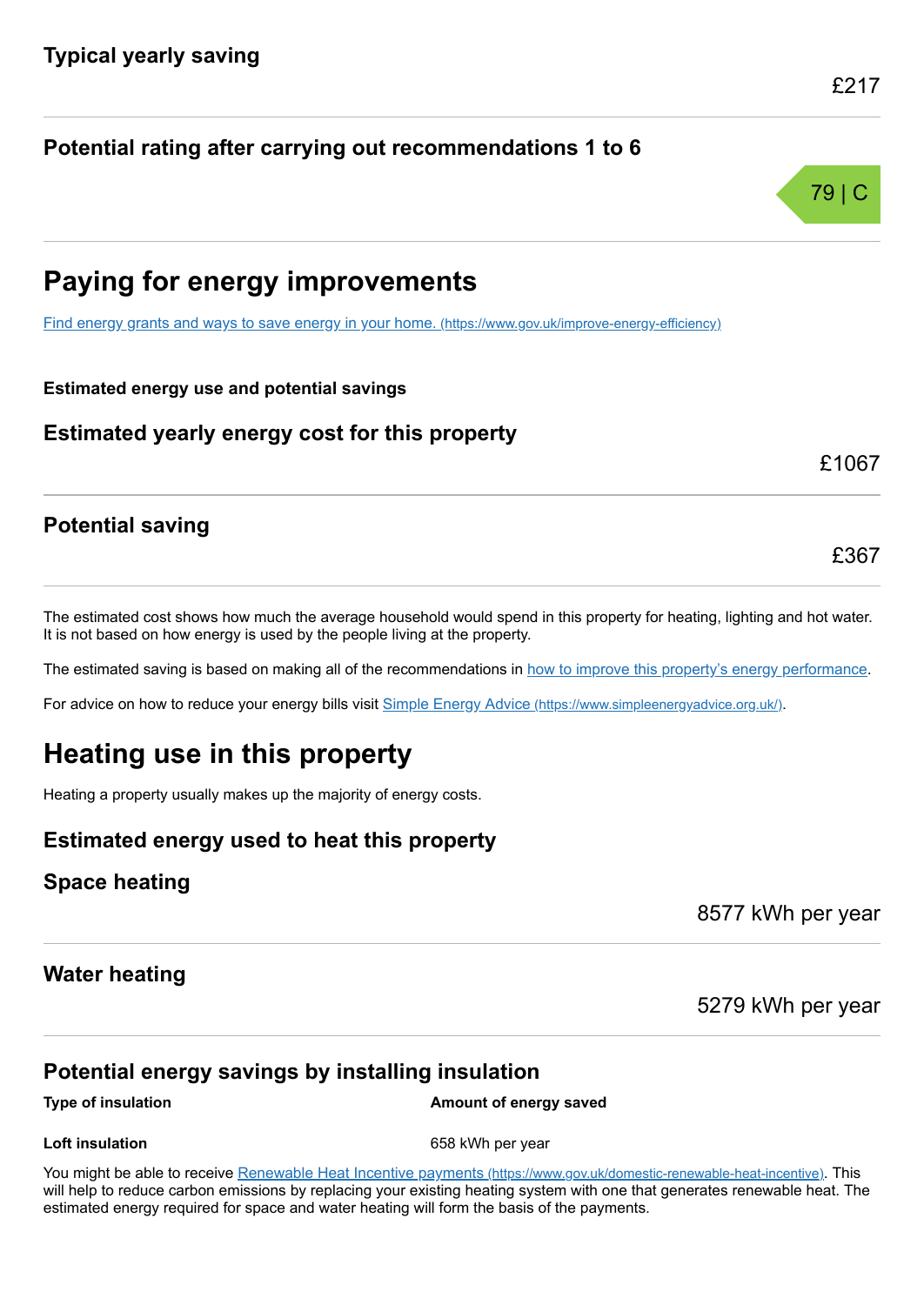### Typical yearly saving

£217

### Potential rating after carrying out recommendations 1 to 6

79 | C

## Paying for energy improvements

[Find energy grants and ways to save energy in your home. (https://www.gov.uk/improve-energy-efficiency)](https://www.gov.uk/improve-energy-efficiency)

**Estimated energy use and potential savings**

### Estimated yearly energy cost for this property

£1067

### Potential saving

£367

The estimated cost shows how much the average household would spend in this property for heating, lighting and hot water. It is not based on how energy is used by the people living at the property.

The estimated saving is based on making all of the recommendations in how to improve this property's energy performance.

For advice on how to reduce your energy bills visit [Simple Energy Advice (https://www.simpleenergyadvice.org.uk/)](https://www.simpleenergyadvice.org.uk/).

## Heating use in this property

Heating a property usually makes up the majority of energy costs.

### Estimated energy used to heat this property

### Space heating

8577 kWh per year

### Water heating

5279 kWh per year

### Potential energy savings by installing insulation

| Type of insulation | Amount of energy saved |
| --- | --- |
| **Loft insulation** | 658 kWh per year |

You might be able to receive [Renewable Heat Incentive payments (https://www.gov.uk/domestic-renewable-heat-incentive)](https://www.gov.uk/domestic-renewable-heat-incentive). This will help to reduce carbon emissions by replacing your existing heating system with one that generates renewable heat. The estimated energy required for space and water heating will form the basis of the payments.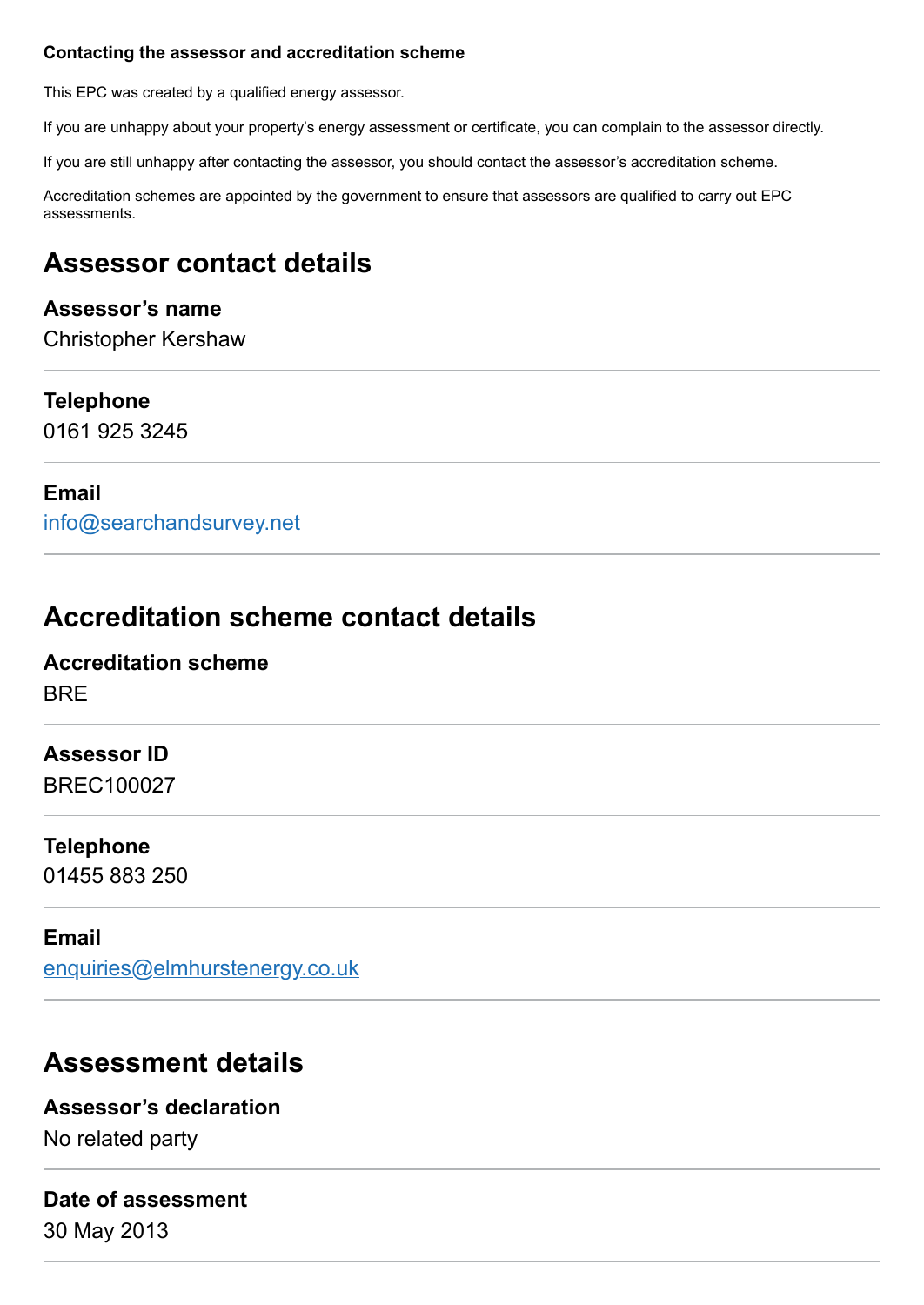#### Contacting the assessor and accreditation scheme

This EPC was created by a qualified energy assessor.

If you are unhappy about your property's energy assessment or certificate, you can complain to the assessor directly.

If you are still unhappy after contacting the assessor, you should contact the assessor's accreditation scheme.

Accreditation schemes are appointed by the government to ensure that assessors are qualified to carry out EPC assessments.

## Assessor contact details

**Assessor's name**
Christopher Kershaw

**Telephone**
0161 925 3245

**Email**
info@searchandsurvey.net

## Accreditation scheme contact details

**Accreditation scheme**
BRE

**Assessor ID**
BREC100027

**Telephone**
01455 883 250

**Email**
enquiries@elmhurstenergy.co.uk

## Assessment details

**Assessor's declaration**
No related party

**Date of assessment**
30 May 2013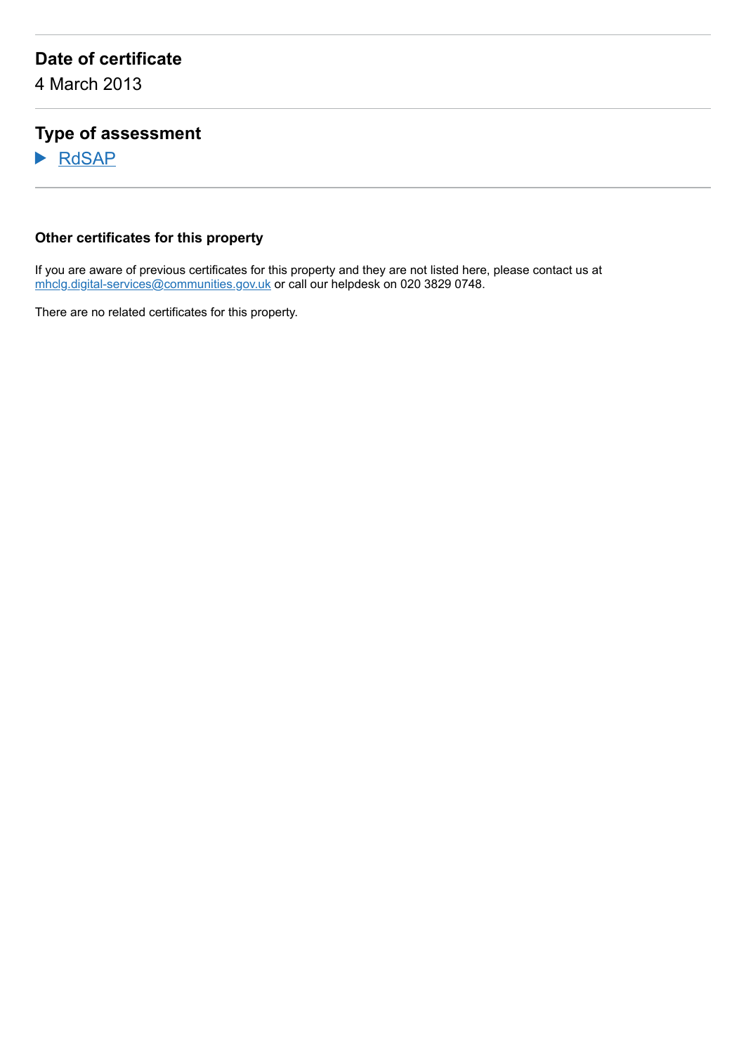## Date of certificate

4 March 2013

## Type of assessment

▶ RdSAP

### Other certificates for this property

If you are aware of previous certificates for this property and they are not listed here, please contact us at mhclg.digital-services@communities.gov.uk or call our helpdesk on 020 3829 0748.

There are no related certificates for this property.